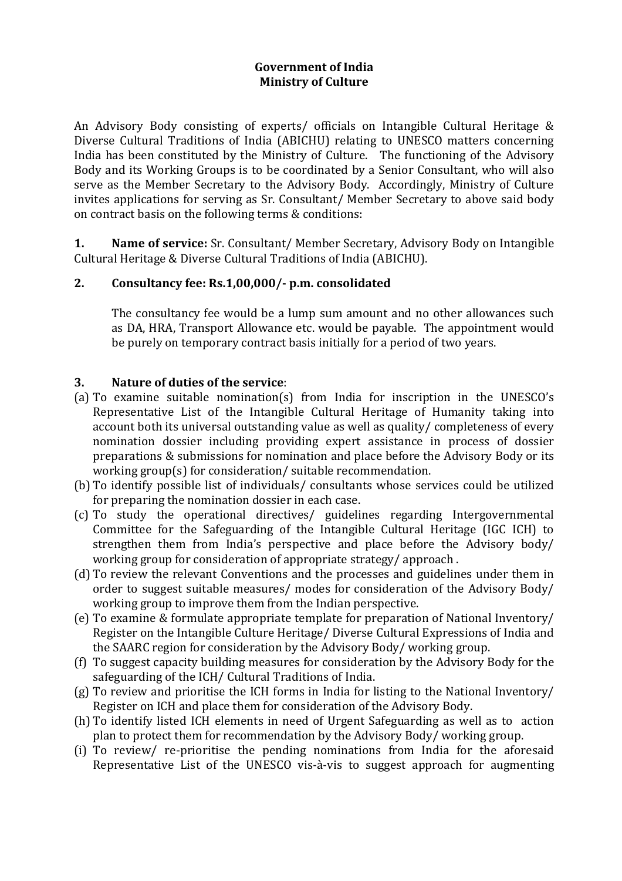**Government of India**
**Ministry of Culture**

An Advisory Body consisting of experts/ officials on Intangible Cultural Heritage & Diverse Cultural Traditions of India (ABICHU) relating to UNESCO matters concerning India has been constituted by the Ministry of Culture. The functioning of the Advisory Body and its Working Groups is to be coordinated by a Senior Consultant, who will also serve as the Member Secretary to the Advisory Body. Accordingly, Ministry of Culture invites applications for serving as Sr. Consultant/ Member Secretary to above said body on contract basis on the following terms & conditions:

**1. Name of service:** Sr. Consultant/ Member Secretary, Advisory Body on Intangible Cultural Heritage & Diverse Cultural Traditions of India (ABICHU).

**2. Consultancy fee: Rs.1,00,000/- p.m. consolidated**

The consultancy fee would be a lump sum amount and no other allowances such as DA, HRA, Transport Allowance etc. would be payable. The appointment would be purely on temporary contract basis initially for a period of two years.

**3. Nature of duties of the service**:

(a) To examine suitable nomination(s) from India for inscription in the UNESCO's Representative List of the Intangible Cultural Heritage of Humanity taking into account both its universal outstanding value as well as quality/ completeness of every nomination dossier including providing expert assistance in process of dossier preparations & submissions for nomination and place before the Advisory Body or its working group(s) for consideration/ suitable recommendation.

(b) To identify possible list of individuals/ consultants whose services could be utilized for preparing the nomination dossier in each case.

(c) To study the operational directives/ guidelines regarding Intergovernmental Committee for the Safeguarding of the Intangible Cultural Heritage (IGC ICH) to strengthen them from India's perspective and place before the Advisory body/ working group for consideration of appropriate strategy/ approach .

(d) To review the relevant Conventions and the processes and guidelines under them in order to suggest suitable measures/ modes for consideration of the Advisory Body/ working group to improve them from the Indian perspective.

(e) To examine & formulate appropriate template for preparation of National Inventory/ Register on the Intangible Culture Heritage/ Diverse Cultural Expressions of India and the SAARC region for consideration by the Advisory Body/ working group.

(f) To suggest capacity building measures for consideration by the Advisory Body for the safeguarding of the ICH/ Cultural Traditions of India.

(g) To review and prioritise the ICH forms in India for listing to the National Inventory/ Register on ICH and place them for consideration of the Advisory Body.

(h) To identify listed ICH elements in need of Urgent Safeguarding as well as to action plan to protect them for recommendation by the Advisory Body/ working group.

(i) To review/ re-prioritise the pending nominations from India for the aforesaid Representative List of the UNESCO vis-à-vis to suggest approach for augmenting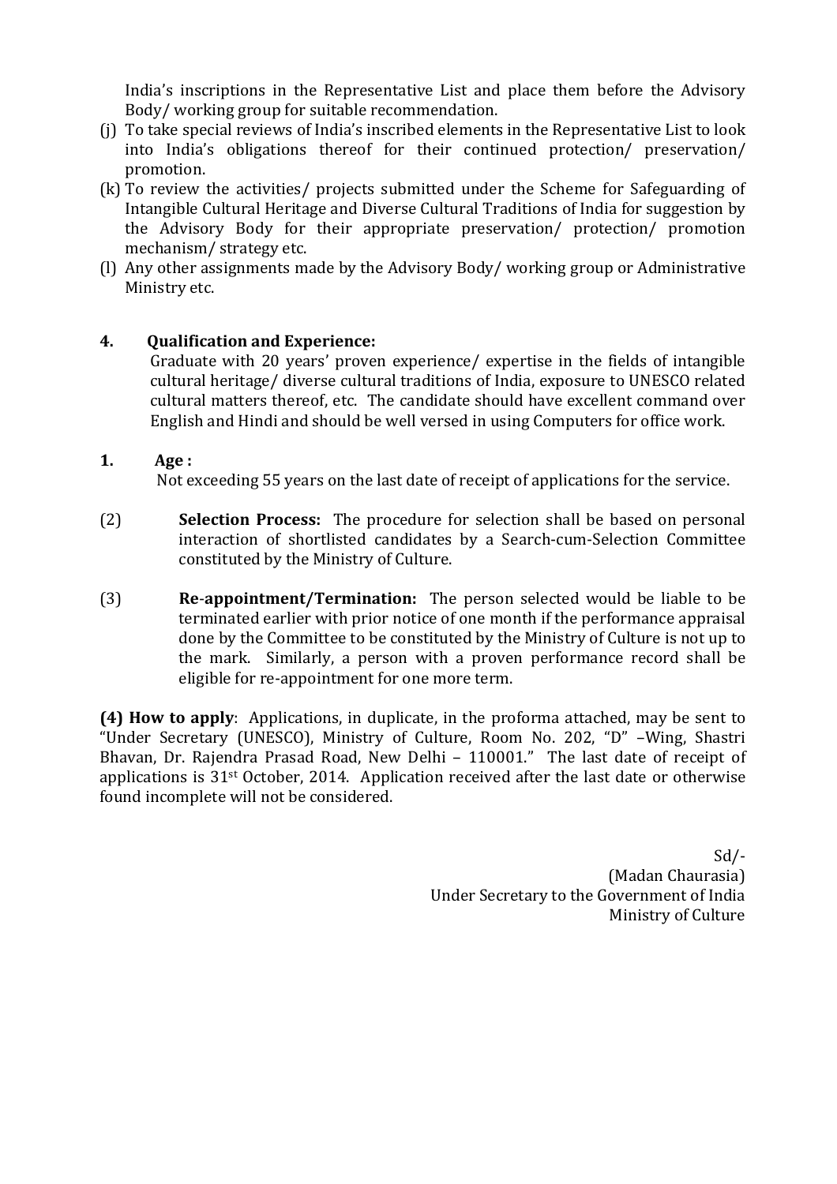India's inscriptions in the Representative List and place them before the Advisory Body/ working group for suitable recommendation.

(j) To take special reviews of India's inscribed elements in the Representative List to look into India's obligations thereof for their continued protection/ preservation/ promotion.

(k) To review the activities/ projects submitted under the Scheme for Safeguarding of Intangible Cultural Heritage and Diverse Cultural Traditions of India for suggestion by the Advisory Body for their appropriate preservation/ protection/ promotion mechanism/ strategy etc.

(l) Any other assignments made by the Advisory Body/ working group or Administrative Ministry etc.

**4. Qualification and Experience:**

Graduate with 20 years' proven experience/ expertise in the fields of intangible cultural heritage/ diverse cultural traditions of India, exposure to UNESCO related cultural matters thereof, etc. The candidate should have excellent command over English and Hindi and should be well versed in using Computers for office work.

**1. Age :**

Not exceeding 55 years on the last date of receipt of applications for the service.

(2) **Selection Process:** The procedure for selection shall be based on personal interaction of shortlisted candidates by a Search-cum-Selection Committee constituted by the Ministry of Culture.

(3) **Re-appointment/Termination:** The person selected would be liable to be terminated earlier with prior notice of one month if the performance appraisal done by the Committee to be constituted by the Ministry of Culture is not up to the mark. Similarly, a person with a proven performance record shall be eligible for re-appointment for one more term.

**(4) How to apply**: Applications, in duplicate, in the proforma attached, may be sent to "Under Secretary (UNESCO), Ministry of Culture, Room No. 202, "D" –Wing, Shastri Bhavan, Dr. Rajendra Prasad Road, New Delhi – 110001." The last date of receipt of applications is 31st October, 2014. Application received after the last date or otherwise found incomplete will not be considered.

Sd/-
(Madan Chaurasia)
Under Secretary to the Government of India
Ministry of Culture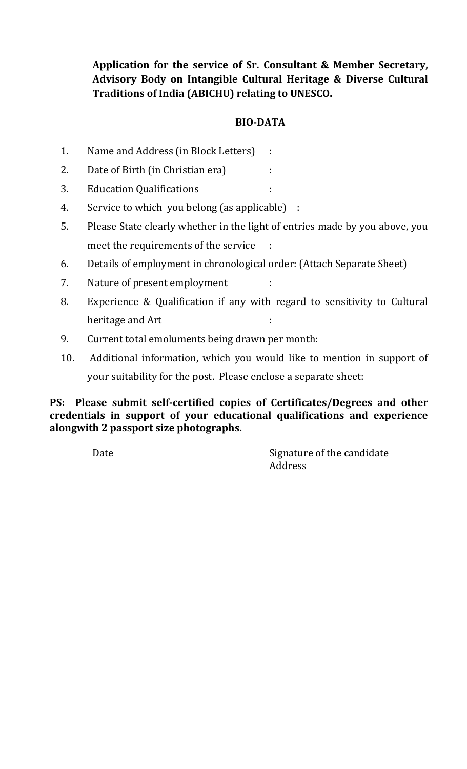**Application for the service of Sr. Consultant & Member Secretary, Advisory Body on Intangible Cultural Heritage & Diverse Cultural Traditions of India (ABICHU) relating to UNESCO.**

**BIO-DATA**

1. Name and Address (in Block Letters) :
2. Date of Birth (in Christian era) :
3. Education Qualifications :
4. Service to which you belong (as applicable) :
5. Please State clearly whether in the light of entries made by you above, you meet the requirements of the service :
6. Details of employment in chronological order: (Attach Separate Sheet)
7. Nature of present employment :
8. Experience & Qualification if any with regard to sensitivity to Cultural heritage and Art :
9. Current total emoluments being drawn per month:
10. Additional information, which you would like to mention in support of your suitability for the post. Please enclose a separate sheet:

**PS: Please submit self-certified copies of Certificates/Degrees and other credentials in support of your educational qualifications and experience alongwith 2 passport size photographs.**

Date

Signature of the candidate
Address